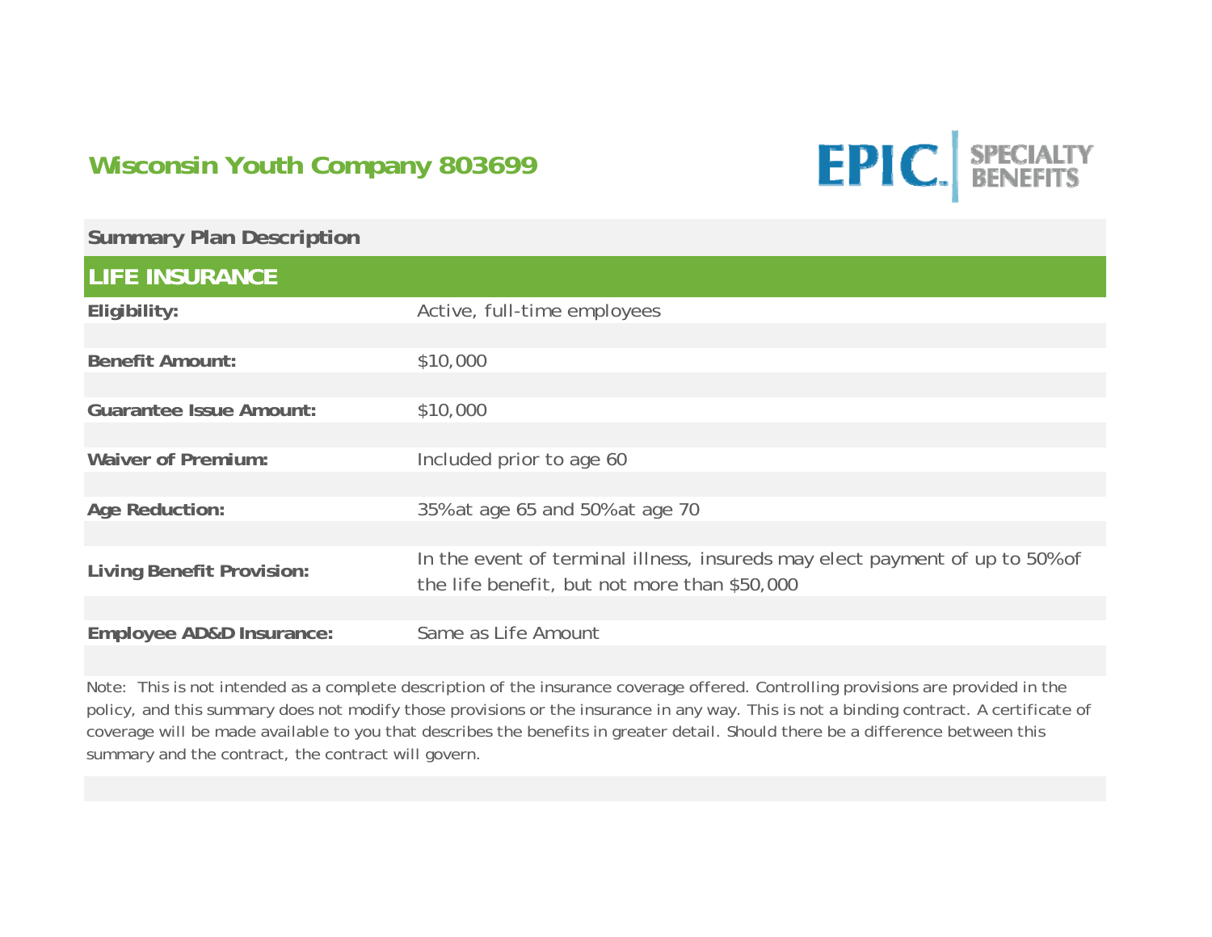# Wisconsin Youth Company 803699

EPIC. SPECIALTY BENEFITS

## Summary Plan Description

### LIFE INSURANCE

| | |
|---|---|
| **Eligibility:** | Active, full-time employees |
| **Benefit Amount:** | $10,000 |
| **Guarantee Issue Amount:** | $10,000 |
| **Waiver of Premium:** | Included prior to age 60 |
| **Age Reduction:** | 35% at age 65 and 50% at age 70 |
| **Living Benefit Provision:** | In the event of terminal illness, insureds may elect payment of up to 50% of the life benefit, but not more than $50,000 |
| **Employee AD&D Insurance:** | Same as Life Amount |

Note: This is not intended as a complete description of the insurance coverage offered. Controlling provisions are provided in the policy, and this summary does not modify those provisions or the insurance in any way. This is not a binding contract. A certificate of coverage will be made available to you that describes the benefits in greater detail. Should there be a difference between this summary and the contract, the contract will govern.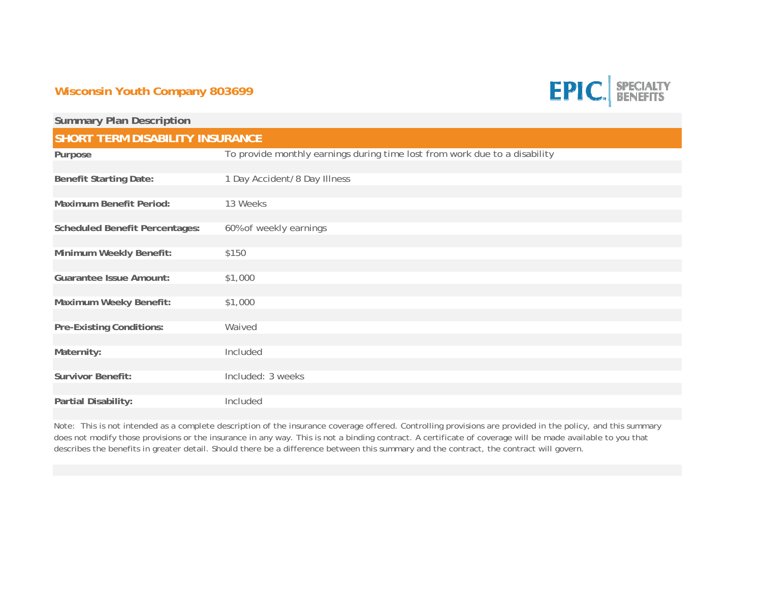## Wisconsin Youth Company 803699

EPIC SPECIALTY BENEFITS

### Summary Plan Description

### SHORT TERM DISABILITY INSURANCE

| | |
|---|---|
| **Purpose** | To provide monthly earnings during time lost from work due to a disability |
| **Benefit Starting Date:** | 1 Day Accident/8 Day Illness |
| **Maximum Benefit Period:** | 13 Weeks |
| **Scheduled Benefit Percentages:** | 60%of weekly earnings |
| **Minimum Weekly Benefit:** | $150 |
| **Guarantee Issue Amount:** | $1,000 |
| **Maximum Weeky Benefit:** | $1,000 |
| **Pre-Existing Conditions:** | Waived |
| **Maternity:** | Included |
| **Survivor Benefit:** | Included: 3 weeks |
| **Partial Disability:** | Included |

Note: This is not intended as a complete description of the insurance coverage offered. Controlling provisions are provided in the policy, and this summary does not modify those provisions or the insurance in any way. This is not a binding contract. A certificate of coverage will be made available to you that describes the benefits in greater detail. Should there be a difference between this summary and the contract, the contract will govern.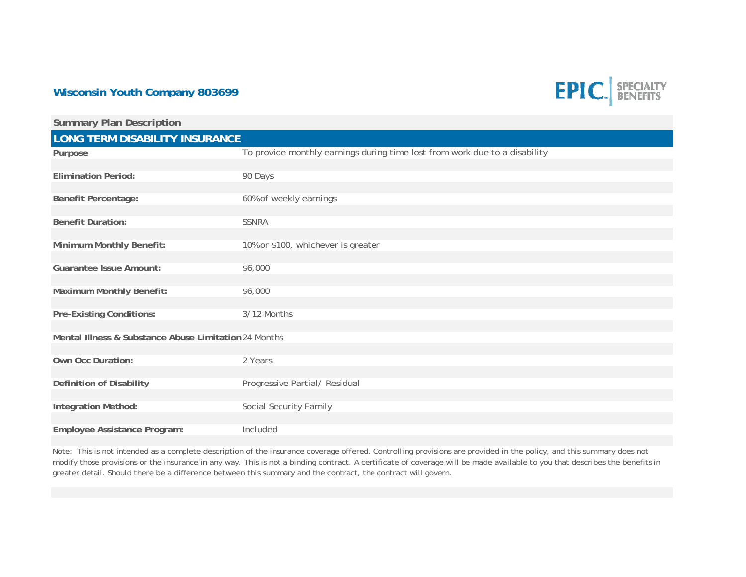## Wisconsin Youth Company 803699

EPIC SPECIALTY BENEFITS

**Summary Plan Description**

| LONG TERM DISABILITY INSURANCE | |
|---|---|
| **Purpose** | To provide monthly earnings during time lost from work due to a disability |
| **Elimination Period:** | 90 Days |
| **Benefit Percentage:** | 60% of weekly earnings |
| **Benefit Duration:** | SSNRA |
| **Minimum Monthly Benefit:** | 10% or $100, whichever is greater |
| **Guarantee Issue Amount:** | $6,000 |
| **Maximum Monthly Benefit:** | $6,000 |
| **Pre-Existing Conditions:** | 3/12 Months |
| **Mental Illness & Substance Abuse Limitation** | 24 Months |
| **Own Occ Duration:** | 2 Years |
| **Definition of Disability** | Progressive Partial/ Residual |
| **Integration Method:** | Social Security Family |
| **Employee Assistance Program:** | Included |

Note: This is not intended as a complete description of the insurance coverage offered. Controlling provisions are provided in the policy, and this summary does not modify those provisions or the insurance in any way. This is not a binding contract. A certificate of coverage will be made available to you that describes the benefits in greater detail. Should there be a difference between this summary and the contract, the contract will govern.